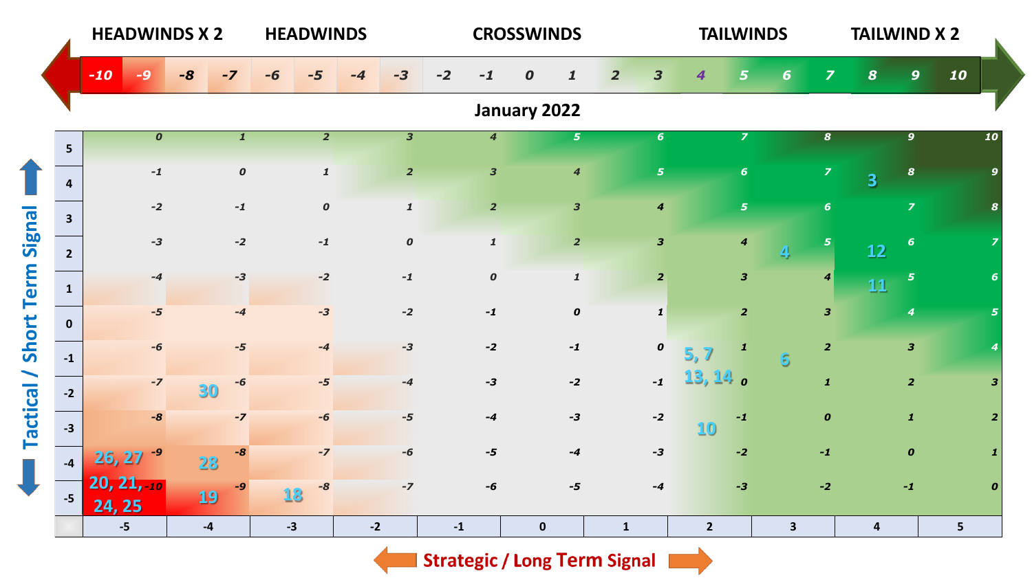| HEADWINDS X 2 | | HEADWINDS | | | | | CROSSWINDS | | | | | | TAILWINDS | | | | | TAILWIND X 2 | | |
|---|---|---|---|---|---|---|---|---|---|---|---|---|---|---|---|---|---|---|---|---|
| -10 | -9 | -8 | -7 | -6 | -5 | -4 | -3 | -2 | -1 | 0 | 1 | 2 | 3 | 4 | 5 | 6 | 7 | 8 | 9 | 10 |

**January 2022**

| Tactical / Short Term Signal | -5 | -4 | -3 | -2 | -1 | 0 | 1 | 2 | 3 | 4 | 5 |
|---|---|---|---|---|---|---|---|---|---|---|---|
| 5 | 0 | 1 | 2 | 3 | 4 | 5 | 6 | 7 | 8 | 9 | 10 |
| 4 | -1 | 0 | 1 | 2 | 3 | 4 | 5 | 6 | 7 | 8 **3** | 9 |
| 3 | -2 | -1 | 0 | 1 | 2 | 3 | 4 | 5 | 6 | 7 | 8 |
| 2 | -3 | -2 | -1 | 0 | 1 | 2 | 3 | 4 | 5 **4** | 6 **12** | 7 |
| 1 | -4 | -3 | -2 | -1 | 0 | 1 | 2 | 3 | 4 | 5 **11** | 6 |
| 0 | -5 | -4 | -3 | -2 | -1 | 0 | 1 | 2 | 3 | 4 | 5 |
| -1 | -6 | -5 | -4 | -3 | -2 | -1 | 0 | 1 **5, 7** | 2 **6** | 3 | 4 |
| -2 | -7 | -6 **30** | -5 | -4 | -3 | -2 | -1 | 0 **13, 14** | 1 | 2 | 3 |
| -3 | -8 | -7 | -6 | -5 | -4 | -3 | -2 | -1 **10** | 0 | 1 | 2 |
| -4 | -9 **26, 27** | -8 **28** | -7 | -6 | -5 | -4 | -3 | -2 | -1 | 0 | 1 |
| -5 | -10 **20, 21, 24, 25** | -9 **19** | -8 **18** | -7 | -6 | -5 | -4 | -3 | -2 | -1 | 0 |
| | -5 | -4 | -3 | -2 | -1 | 0 | 1 | 2 | 3 | 4 | 5 |

Strategic / Long Term Signal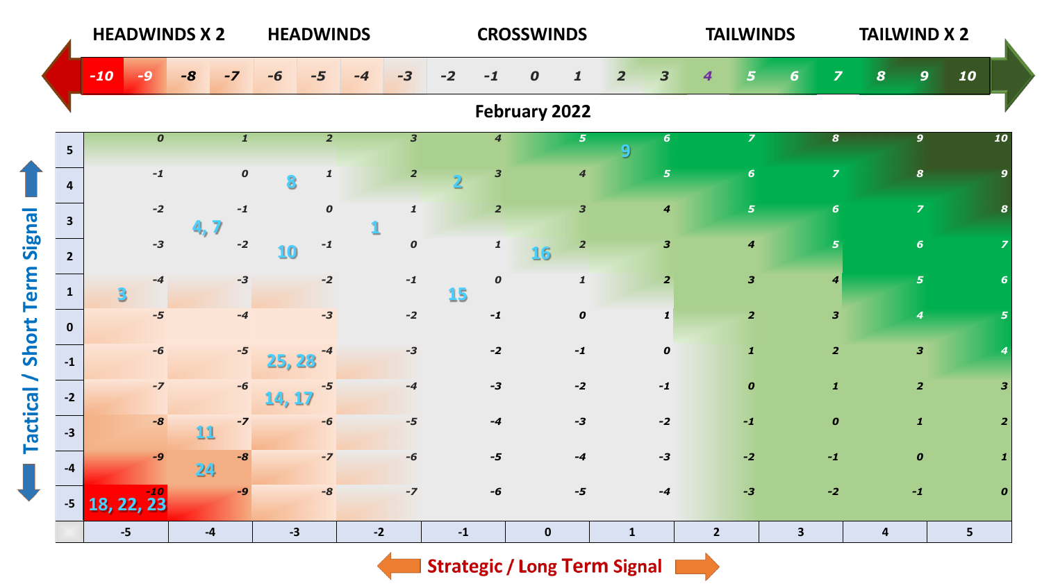HEADWINDS X 2 | HEADWINDS | CROSSWINDS | TAILWINDS | TAILWIND X 2

| -10 | -9 | -8 | -7 | -6 | -5 | -4 | -3 | -2 | -1 | 0 | 1 | 2 | 3 | 4 | 5 | 6 | 7 | 8 | 9 | 10 |
|---|---|---|---|---|---|---|---|---|---|---|---|---|---|---|---|---|---|---|---|---|

**February 2022**

**Tactical / Short Term Signal** (rows) vs. **Strategic / Long Term Signal** (columns)

| Tactical \ Strategic | -5 | -4 | -3 | -2 | -1 | 0 | 1 | 2 | 3 | 4 | 5 |
|---|---|---|---|---|---|---|---|---|---|---|---|
| 5 | 0 | 1 | 2 | 3 | 4 | 5 | 6 (9) | 7 | 8 | 9 | 10 |
| 4 | -1 | 0 | 1 (8) | 2 | 3 (2) | 4 | 5 | 6 | 7 | 8 | 9 |
| 3 | -2 | -1 (4, 7) | 0 | 1 (1) | 2 | 3 | 4 | 5 | 6 | 7 | 8 |
| 2 | -3 | -2 | -1 (10) | 0 | 1 | 2 (16) | 3 | 4 | 5 | 6 | 7 |
| 1 | -4 (3) | -3 | -2 | -1 | 0 (15) | 1 | 2 | 3 | 4 | 5 | 6 |
| 0 | -5 | -4 | -3 | -2 | -1 | 0 | 1 | 2 | 3 | 4 | 5 |
| -1 | -6 | -5 | -4 (25, 28) | -3 | -2 | -1 | 0 | 1 | 2 | 3 | 4 |
| -2 | -7 | -6 | -5 (14, 17) | -4 | -3 | -2 | -1 | 0 | 1 | 2 | 3 |
| -3 | -8 | -7 (11) | -6 | -5 | -4 | -3 | -2 | -1 | 0 | 1 | 2 |
| -4 | -9 | -8 (24) | -7 | -6 | -5 | -4 | -3 | -2 | -1 | 0 | 1 |
| -5 | -10 (18, 22, 23) | -9 | -8 | -7 | -6 | -5 | -4 | -3 | -2 | -1 | 0 |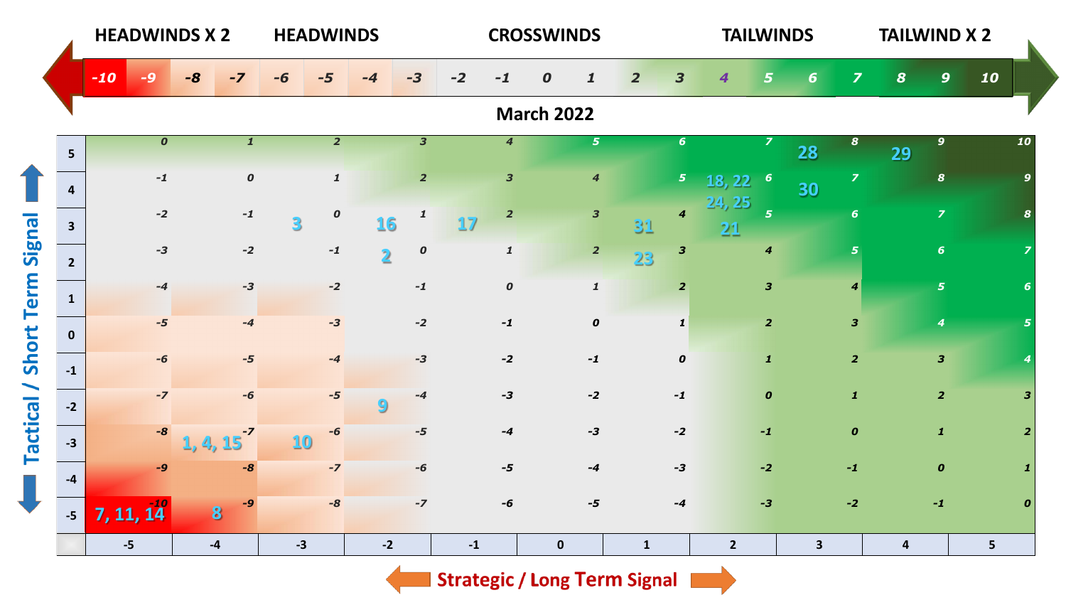| HEADWINDS X 2 | | | HEADWINDS | | | | CROSSWINDS | | | | | | | TAILWINDS | | | | TAILWIND X 2 | | |
|---|---|---|---|---|---|---|---|---|---|---|---|---|---|---|---|---|---|---|---|---|
| -10 | -9 | -8 | -7 | -6 | -5 | -4 | -3 | -2 | -1 | 0 | 1 | 2 | 3 | 4 | 5 | 6 | 7 | 8 | 9 | 10 |

## March 2022

| Tactical / Short Term Signal | -5 | -4 | -3 | -2 | -1 | 0 | 1 | 2 | 3 | 4 | 5 |
|---|---|---|---|---|---|---|---|---|---|---|---|
| 5 | 0 | 1 | 2 | 3 | 4 | 5 | 6 | 7 | 8 — 28 | 9 — 29 | 10 |
| 4 | -1 | 0 | 1 | 2 | 3 | 4 | 5 | 6 — 18, 22, 24, 25 | 7 — 30 | 8 | 9 |
| 3 | -2 | -1 | 0 — 3 | 1 — 16 | 2 — 17 | 3 | 4 — 31 | 5 — 21 | 6 | 7 | 8 |
| 2 | -3 | -2 | -1 | 0 — 2 | 1 | 2 | 3 — 23 | 4 | 5 | 6 | 7 |
| 1 | -4 | -3 | -2 | -1 | 0 | 1 | 2 | 3 | 4 | 5 | 6 |
| 0 | -5 | -4 | -3 | -2 | -1 | 0 | 1 | 2 | 3 | 4 | 5 |
| -1 | -6 | -5 | -4 | -3 | -2 | -1 | 0 | 1 | 2 | 3 | 4 |
| -2 | -7 | -6 | -5 | -4 — 9 | -3 | -2 | -1 | 0 | 1 | 2 | 3 |
| -3 | -8 | -7 — 1, 4, 15 | -6 — 10 | -5 | -4 | -3 | -2 | -1 | 0 | 1 | 2 |
| -4 | -9 | -8 | -7 | -6 | -5 | -4 | -3 | -2 | -1 | 0 | 1 |
| -5 | -10 — 7, 11, 14 | -9 — 8 | -8 | -7 | -6 | -5 | -4 | -3 | -2 | -1 | 0 |

Strategic / Long Term Signal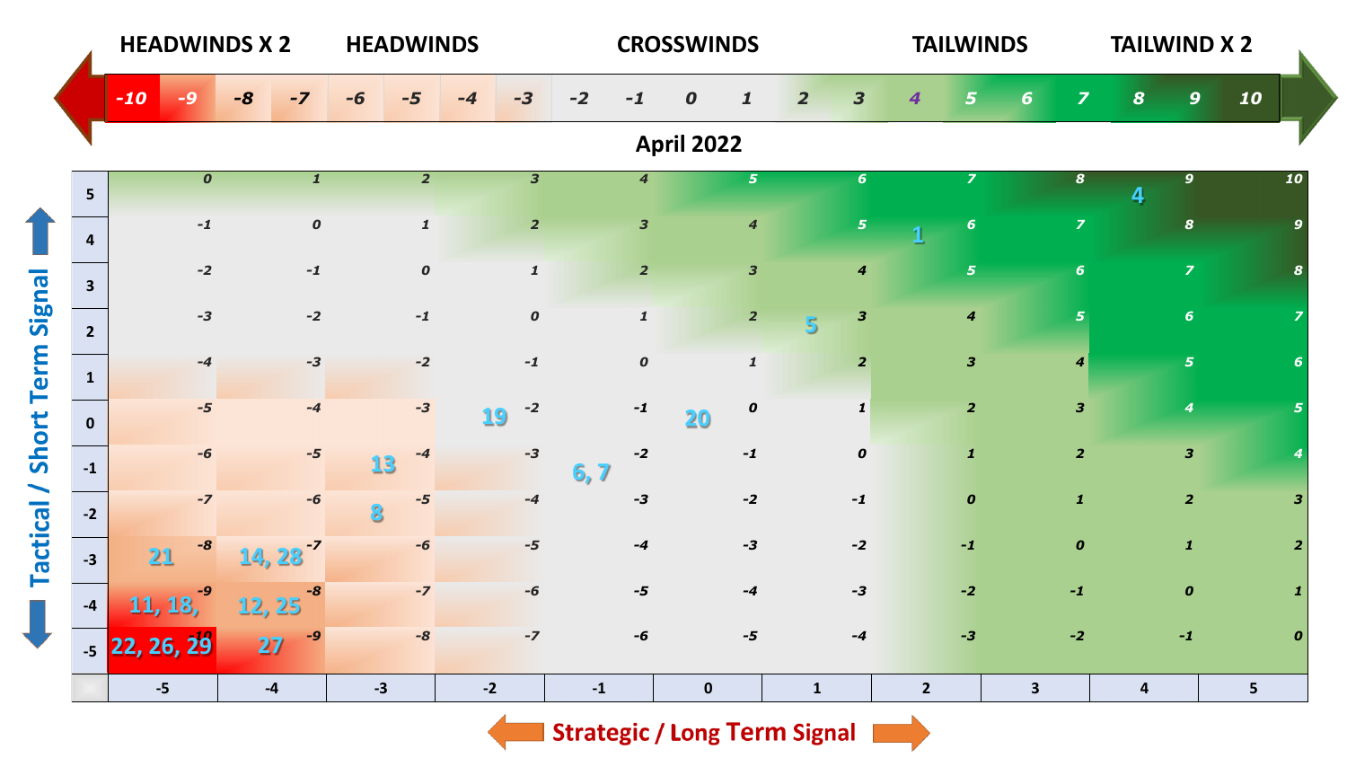**HEADWINDS X 2** | **HEADWINDS** | **CROSSWINDS** | **TAILWINDS** | **TAILWIND X 2**

| -10 | -9 | -8 | -7 | -6 | -5 | -4 | -3 | -2 | -1 | 0 | 1 | 2 | 3 | 4 | 5 | 6 | 7 | 8 | 9 | 10 |
|---|---|---|---|---|---|---|---|---|---|---|---|---|---|---|---|---|---|---|---|---|

## April 2022

Rows: Tactical / Short Term Signal. Columns: Strategic / Long Term Signal. Bracketed numbers are the day labels shown in each cell.

| Tactical / Short Term Signal | -5 | -4 | -3 | -2 | -1 | 0 | 1 | 2 | 3 | 4 | 5 |
|---|---|---|---|---|---|---|---|---|---|---|---|
| 5 | 0 | 1 | 2 | 3 | 4 | 5 | 6 | 7 | 8 | 9 [4] | 10 |
| 4 | -1 | 0 | 1 | 2 | 3 | 4 | 5 | 6 [1] | 7 | 8 | 9 |
| 3 | -2 | -1 | 0 | 1 | 2 | 3 | 4 | 5 | 6 | 7 | 8 |
| 2 | -3 | -2 | -1 | 0 | 1 | 2 | 3 [5] | 4 | 5 | 6 | 7 |
| 1 | -4 | -3 | -2 | -1 | 0 | 1 | 2 | 3 | 4 | 5 | 6 |
| 0 | -5 | -4 | -3 | -2 [19] | -1 | 0 [20] | 1 | 2 | 3 | 4 | 5 |
| -1 | -6 | -5 | -4 [13] | -3 | -2 [6, 7] | -1 | 0 | 1 | 2 | 3 | 4 |
| -2 | -7 | -6 | -5 [8] | -4 | -3 | -2 | -1 | 0 | 1 | 2 | 3 |
| -3 | -8 [21] | -7 [14, 28] | -6 | -5 | -4 | -3 | -2 | -1 | 0 | 1 | 2 |
| -4 | -9 [11, 18,] | -8 [12, 25] | -7 | -6 | -5 | -4 | -3 | -2 | -1 | 0 | 1 |
| -5 | -10 [22, 26, 29] | -9 [27] | -8 | -7 | -6 | -5 | -4 | -3 | -2 | -1 | 0 |

Strategic / Long Term Signal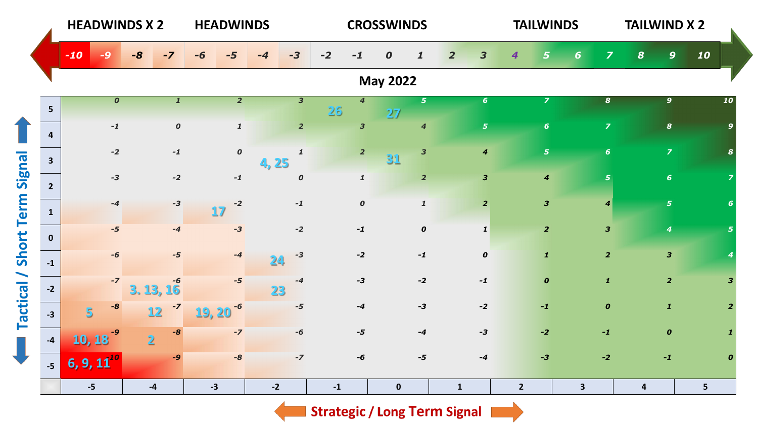HEADWINDS X 2 HEADWINDS CROSSWINDS TAILWINDS TAILWIND X 2

-10 -9 -8 -7 -6 -5 -4 -3 -2 -1 0 1 2 3 4 5 6 7 8 9 10

May 2022

Tactical / Short Term Signal

5: 0 1 2 3 4 5 6 7 8 9 10

4: -1 0 1 2 3 4 5 6 7 8 9

3: -2 -1 0 1 2 3 4 5 6 7 8

2: -3 -2 -1 0 1 2 3 4 5 6 7

1: -4 -3 -2 -1 0 1 2 3 4 5 6

0: -5 -4 -3 -2 -1 0 1 2 3 4 5

-1: -6 -5 -4 -3 -2 -1 0 1 2 3 4

-2: -7 -6 -5 -4 -3 -2 -1 0 1 2 3

-3: -8 -7 -6 -5 -4 -3 -2 -1 0 1 2

-4: -9 -8 -7 -6 -5 -4 -3 -2 -1 0 1

-5: -10 -9 -8 -7 -6 -5 -4 -3 -2 -1 0

-5 -4 -3 -2 -1 0 1 2 3 4 5

Strategic / Long Term Signal

26

27

4, 25

31

17

24

23

3. 13, 16

5

12

19, 20

10, 18

2

6, 9, 11